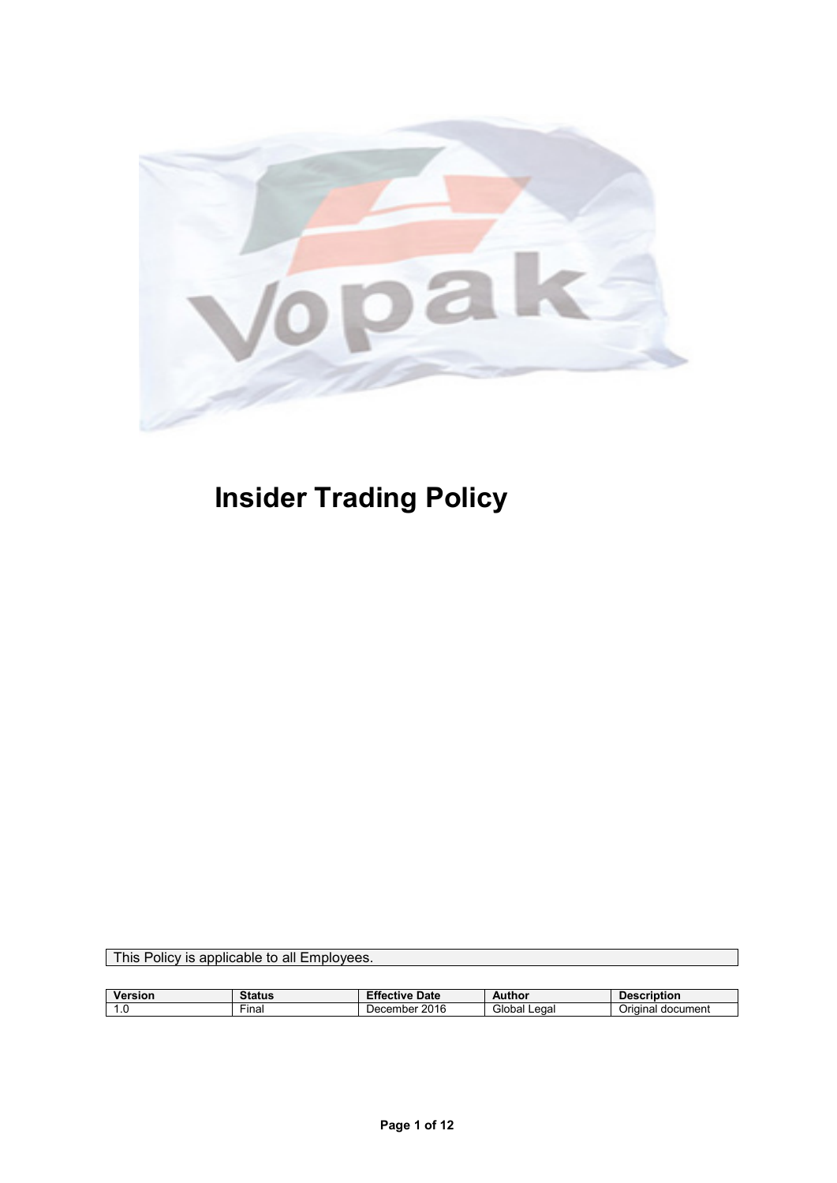# Insider Trading Policy

| This Policy is applicable to all Employees. |
|---|

| Version | Status | Effective Date | Author | Description |
|---|---|---|---|---|
| 1.0 | Final | December 2016 | Global Legal | Original document |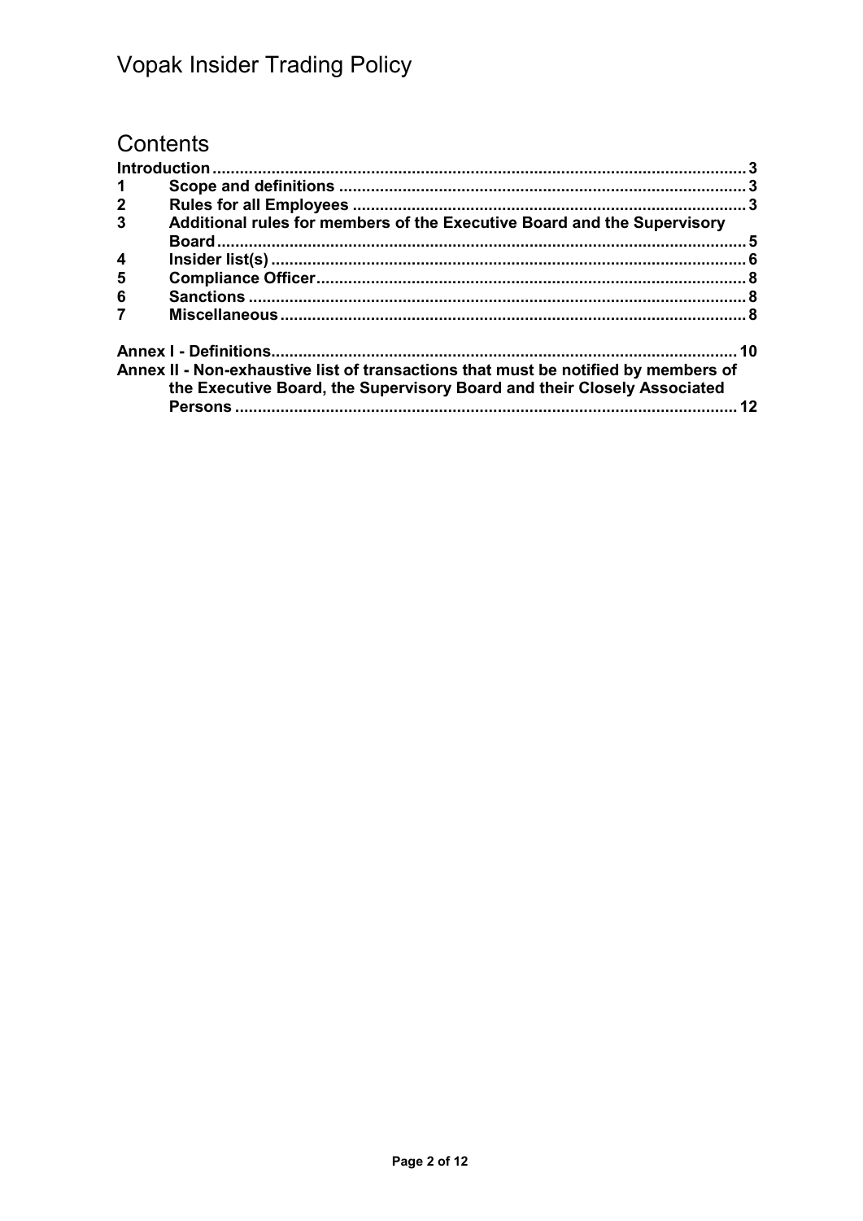# Contents

| | | |
|---|---|---|
| **Introduction** | | **3** |
| **1** | **Scope and definitions** | **3** |
| **2** | **Rules for all Employees** | **3** |
| **3** | **Additional rules for members of the Executive Board and the Supervisory Board** | **5** |
| **4** | **Insider list(s)** | **6** |
| **5** | **Compliance Officer** | **8** |
| **6** | **Sanctions** | **8** |
| **7** | **Miscellaneous** | **8** |
| **Annex I - Definitions** | | **10** |
| **Annex II - Non-exhaustive list of transactions that must be notified by members of the Executive Board, the Supervisory Board and their Closely Associated Persons** | | **12** |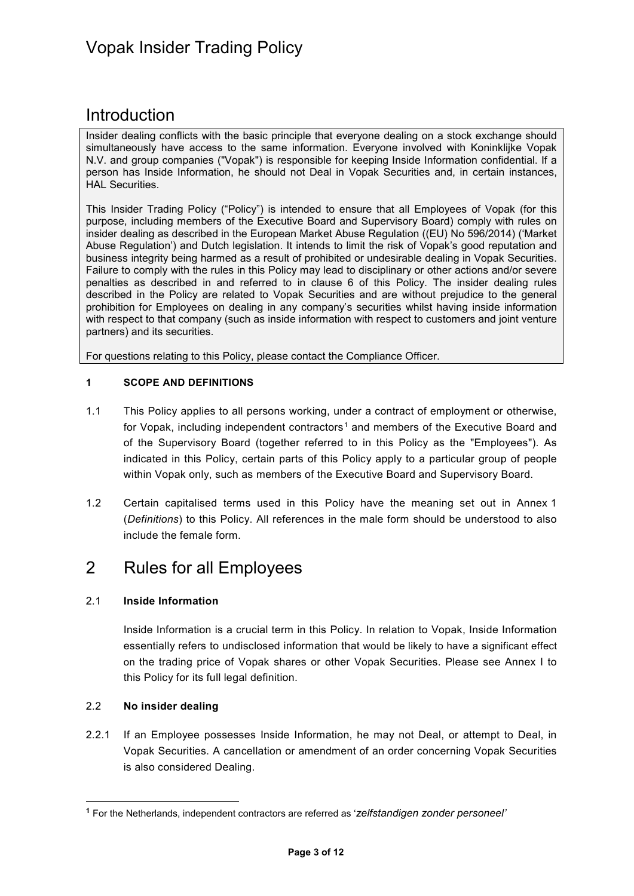# Vopak Insider Trading Policy

## Introduction

Insider dealing conflicts with the basic principle that everyone dealing on a stock exchange should simultaneously have access to the same information. Everyone involved with Koninklijke Vopak N.V. and group companies ("Vopak") is responsible for keeping Inside Information confidential. If a person has Inside Information, he should not Deal in Vopak Securities and, in certain instances, HAL Securities.

This Insider Trading Policy ("Policy") is intended to ensure that all Employees of Vopak (for this purpose, including members of the Executive Board and Supervisory Board) comply with rules on insider dealing as described in the European Market Abuse Regulation ((EU) No 596/2014) ('Market Abuse Regulation') and Dutch legislation. It intends to limit the risk of Vopak's good reputation and business integrity being harmed as a result of prohibited or undesirable dealing in Vopak Securities. Failure to comply with the rules in this Policy may lead to disciplinary or other actions and/or severe penalties as described in and referred to in clause 6 of this Policy. The insider dealing rules described in the Policy are related to Vopak Securities and are without prejudice to the general prohibition for Employees on dealing in any company's securities whilst having inside information with respect to that company (such as inside information with respect to customers and joint venture partners) and its securities.

For questions relating to this Policy, please contact the Compliance Officer.

**1 SCOPE AND DEFINITIONS**

1.1 This Policy applies to all persons working, under a contract of employment or otherwise, for Vopak, including independent contractors[1] and members of the Executive Board and of the Supervisory Board (together referred to in this Policy as the "Employees"). As indicated in this Policy, certain parts of this Policy apply to a particular group of people within Vopak only, such as members of the Executive Board and Supervisory Board.

1.2 Certain capitalised terms used in this Policy have the meaning set out in Annex 1 (*Definitions*) to this Policy. All references in the male form should be understood to also include the female form.

## 2 Rules for all Employees

### 2.1 Inside Information

Inside Information is a crucial term in this Policy. In relation to Vopak, Inside Information essentially refers to undisclosed information that would be likely to have a significant effect on the trading price of Vopak shares or other Vopak Securities. Please see Annex I to this Policy for its full legal definition.

### 2.2 No insider dealing

2.2.1 If an Employee possesses Inside Information, he may not Deal, or attempt to Deal, in Vopak Securities. A cancellation or amendment of an order concerning Vopak Securities is also considered Dealing.

---

[1] For the Netherlands, independent contractors are referred as '*zelfstandigen zonder personeel'*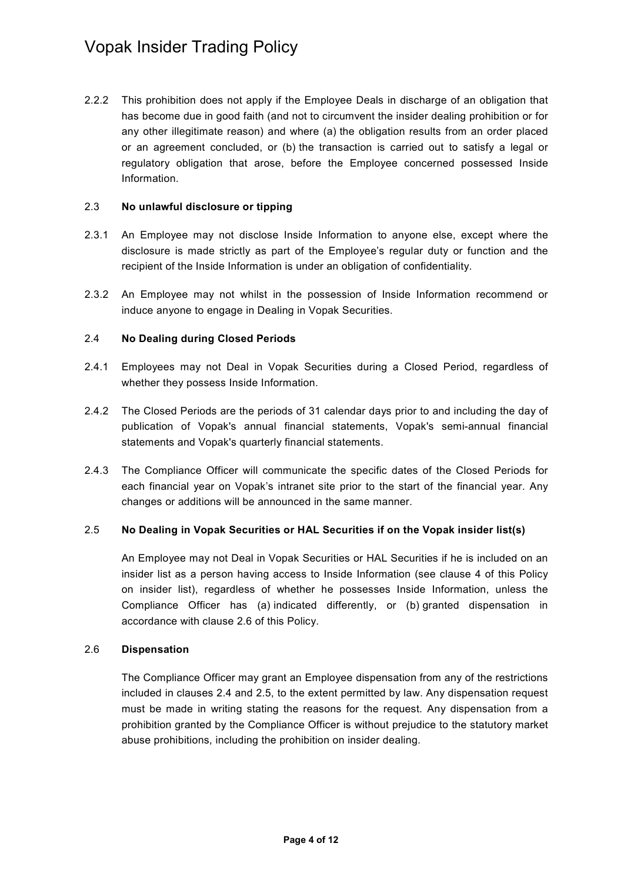2.2.2 This prohibition does not apply if the Employee Deals in discharge of an obligation that has become due in good faith (and not to circumvent the insider dealing prohibition or for any other illegitimate reason) and where (a) the obligation results from an order placed or an agreement concluded, or (b) the transaction is carried out to satisfy a legal or regulatory obligation that arose, before the Employee concerned possessed Inside Information.

### 2.3 No unlawful disclosure or tipping

2.3.1 An Employee may not disclose Inside Information to anyone else, except where the disclosure is made strictly as part of the Employee's regular duty or function and the recipient of the Inside Information is under an obligation of confidentiality.

2.3.2 An Employee may not whilst in the possession of Inside Information recommend or induce anyone to engage in Dealing in Vopak Securities.

### 2.4 No Dealing during Closed Periods

2.4.1 Employees may not Deal in Vopak Securities during a Closed Period, regardless of whether they possess Inside Information.

2.4.2 The Closed Periods are the periods of 31 calendar days prior to and including the day of publication of Vopak's annual financial statements, Vopak's semi-annual financial statements and Vopak's quarterly financial statements.

2.4.3 The Compliance Officer will communicate the specific dates of the Closed Periods for each financial year on Vopak's intranet site prior to the start of the financial year. Any changes or additions will be announced in the same manner.

### 2.5 No Dealing in Vopak Securities or HAL Securities if on the Vopak insider list(s)

An Employee may not Deal in Vopak Securities or HAL Securities if he is included on an insider list as a person having access to Inside Information (see clause 4 of this Policy on insider list), regardless of whether he possesses Inside Information, unless the Compliance Officer has (a) indicated differently, or (b) granted dispensation in accordance with clause 2.6 of this Policy.

### 2.6 Dispensation

The Compliance Officer may grant an Employee dispensation from any of the restrictions included in clauses 2.4 and 2.5, to the extent permitted by law. Any dispensation request must be made in writing stating the reasons for the request. Any dispensation from a prohibition granted by the Compliance Officer is without prejudice to the statutory market abuse prohibitions, including the prohibition on insider dealing.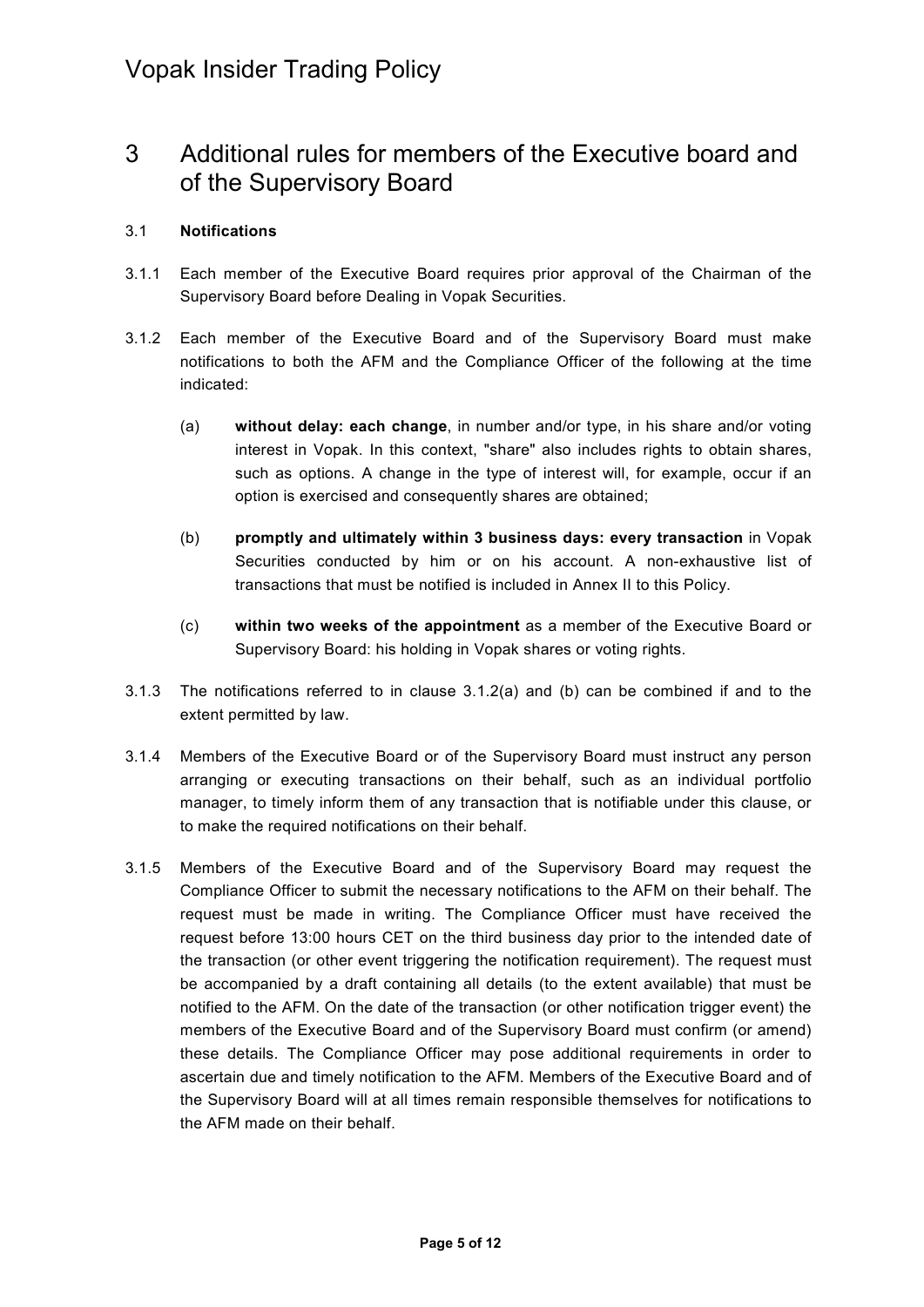# 3 Additional rules for members of the Executive board and of the Supervisory Board

## 3.1 Notifications

3.1.1 Each member of the Executive Board requires prior approval of the Chairman of the Supervisory Board before Dealing in Vopak Securities.

3.1.2 Each member of the Executive Board and of the Supervisory Board must make notifications to both the AFM and the Compliance Officer of the following at the time indicated:

(a) **without delay: each change**, in number and/or type, in his share and/or voting interest in Vopak. In this context, "share" also includes rights to obtain shares, such as options. A change in the type of interest will, for example, occur if an option is exercised and consequently shares are obtained;

(b) **promptly and ultimately within 3 business days: every transaction** in Vopak Securities conducted by him or on his account. A non-exhaustive list of transactions that must be notified is included in Annex II to this Policy.

(c) **within two weeks of the appointment** as a member of the Executive Board or Supervisory Board: his holding in Vopak shares or voting rights.

3.1.3 The notifications referred to in clause 3.1.2(a) and (b) can be combined if and to the extent permitted by law.

3.1.4 Members of the Executive Board or of the Supervisory Board must instruct any person arranging or executing transactions on their behalf, such as an individual portfolio manager, to timely inform them of any transaction that is notifiable under this clause, or to make the required notifications on their behalf.

3.1.5 Members of the Executive Board and of the Supervisory Board may request the Compliance Officer to submit the necessary notifications to the AFM on their behalf. The request must be made in writing. The Compliance Officer must have received the request before 13:00 hours CET on the third business day prior to the intended date of the transaction (or other event triggering the notification requirement). The request must be accompanied by a draft containing all details (to the extent available) that must be notified to the AFM. On the date of the transaction (or other notification trigger event) the members of the Executive Board and of the Supervisory Board must confirm (or amend) these details. The Compliance Officer may pose additional requirements in order to ascertain due and timely notification to the AFM. Members of the Executive Board and of the Supervisory Board will at all times remain responsible themselves for notifications to the AFM made on their behalf.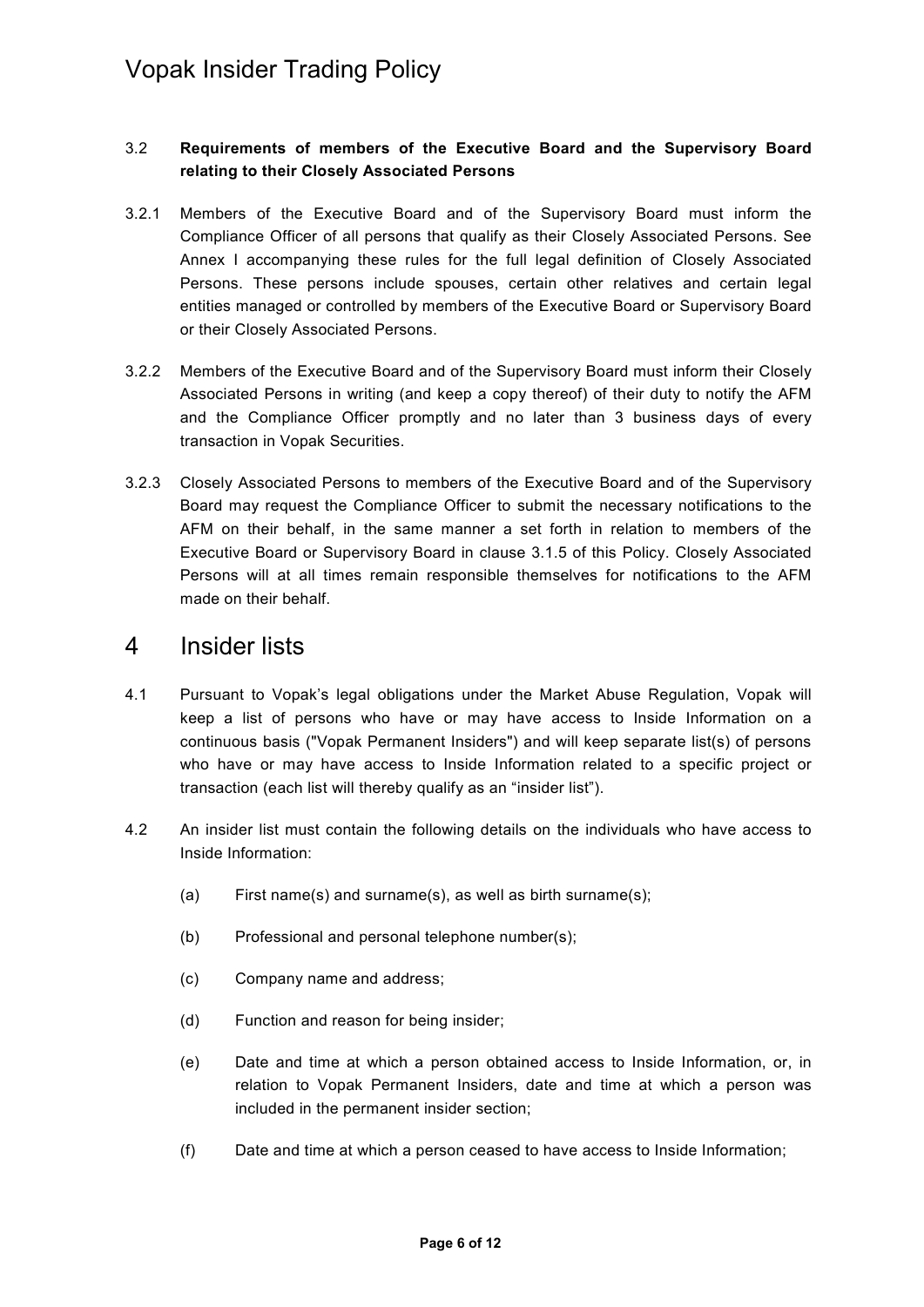### 3.2 Requirements of members of the Executive Board and the Supervisory Board relating to their Closely Associated Persons

3.2.1 Members of the Executive Board and of the Supervisory Board must inform the Compliance Officer of all persons that qualify as their Closely Associated Persons. See Annex I accompanying these rules for the full legal definition of Closely Associated Persons. These persons include spouses, certain other relatives and certain legal entities managed or controlled by members of the Executive Board or Supervisory Board or their Closely Associated Persons.

3.2.2 Members of the Executive Board and of the Supervisory Board must inform their Closely Associated Persons in writing (and keep a copy thereof) of their duty to notify the AFM and the Compliance Officer promptly and no later than 3 business days of every transaction in Vopak Securities.

3.2.3 Closely Associated Persons to members of the Executive Board and of the Supervisory Board may request the Compliance Officer to submit the necessary notifications to the AFM on their behalf, in the same manner a set forth in relation to members of the Executive Board or Supervisory Board in clause 3.1.5 of this Policy. Closely Associated Persons will at all times remain responsible themselves for notifications to the AFM made on their behalf.

## 4 Insider lists

4.1 Pursuant to Vopak's legal obligations under the Market Abuse Regulation, Vopak will keep a list of persons who have or may have access to Inside Information on a continuous basis ("Vopak Permanent Insiders") and will keep separate list(s) of persons who have or may have access to Inside Information related to a specific project or transaction (each list will thereby qualify as an "insider list").

4.2 An insider list must contain the following details on the individuals who have access to Inside Information:

(a) First name(s) and surname(s), as well as birth surname(s);

(b) Professional and personal telephone number(s);

(c) Company name and address;

(d) Function and reason for being insider;

(e) Date and time at which a person obtained access to Inside Information, or, in relation to Vopak Permanent Insiders, date and time at which a person was included in the permanent insider section;

(f) Date and time at which a person ceased to have access to Inside Information;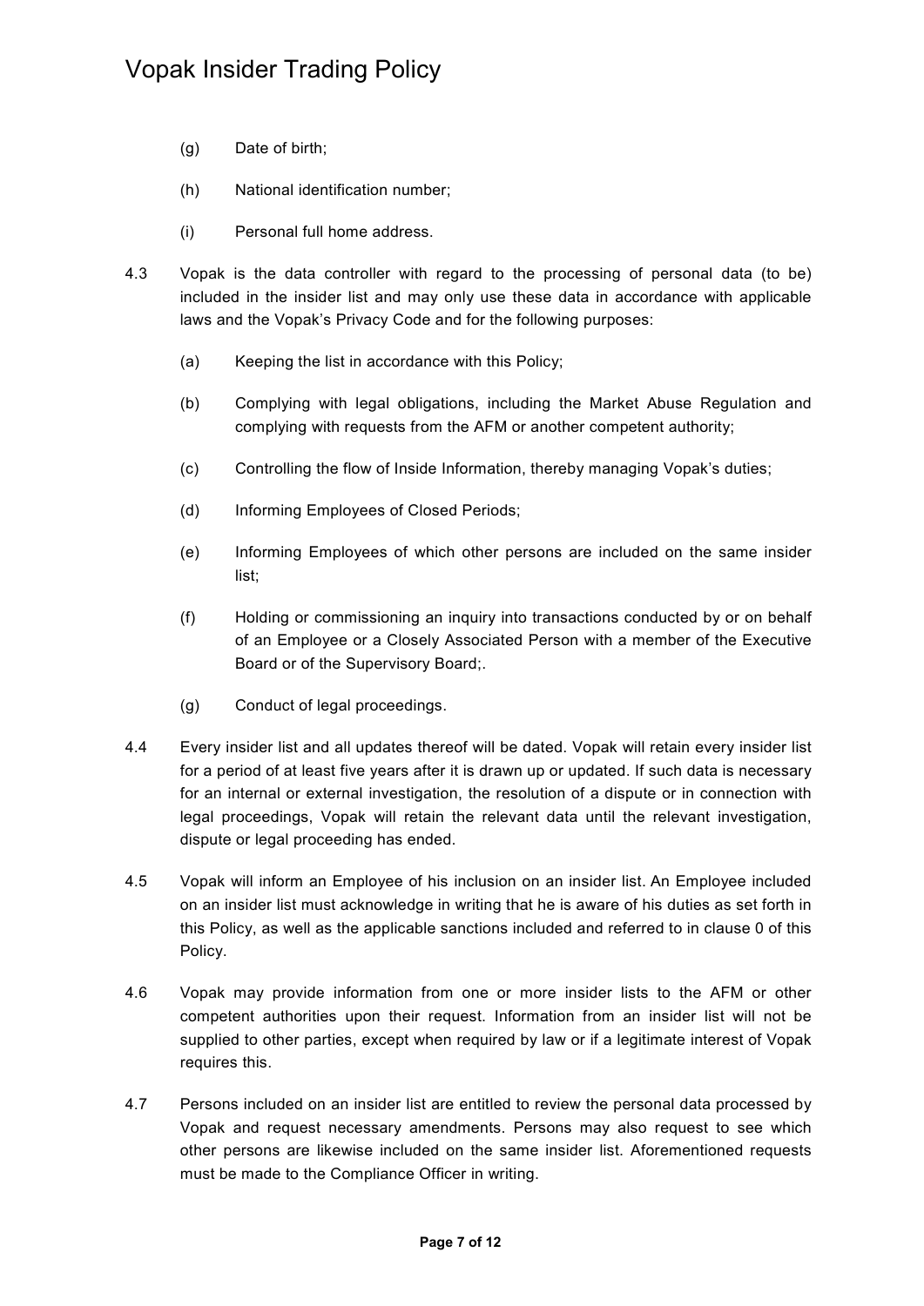(g) Date of birth;

(h) National identification number;

(i) Personal full home address.

4.3 Vopak is the data controller with regard to the processing of personal data (to be) included in the insider list and may only use these data in accordance with applicable laws and the Vopak's Privacy Code and for the following purposes:

(a) Keeping the list in accordance with this Policy;

(b) Complying with legal obligations, including the Market Abuse Regulation and complying with requests from the AFM or another competent authority;

(c) Controlling the flow of Inside Information, thereby managing Vopak's duties;

(d) Informing Employees of Closed Periods;

(e) Informing Employees of which other persons are included on the same insider list;

(f) Holding or commissioning an inquiry into transactions conducted by or on behalf of an Employee or a Closely Associated Person with a member of the Executive Board or of the Supervisory Board;.

(g) Conduct of legal proceedings.

4.4 Every insider list and all updates thereof will be dated. Vopak will retain every insider list for a period of at least five years after it is drawn up or updated. If such data is necessary for an internal or external investigation, the resolution of a dispute or in connection with legal proceedings, Vopak will retain the relevant data until the relevant investigation, dispute or legal proceeding has ended.

4.5 Vopak will inform an Employee of his inclusion on an insider list. An Employee included on an insider list must acknowledge in writing that he is aware of his duties as set forth in this Policy, as well as the applicable sanctions included and referred to in clause 0 of this Policy.

4.6 Vopak may provide information from one or more insider lists to the AFM or other competent authorities upon their request. Information from an insider list will not be supplied to other parties, except when required by law or if a legitimate interest of Vopak requires this.

4.7 Persons included on an insider list are entitled to review the personal data processed by Vopak and request necessary amendments. Persons may also request to see which other persons are likewise included on the same insider list. Aforementioned requests must be made to the Compliance Officer in writing.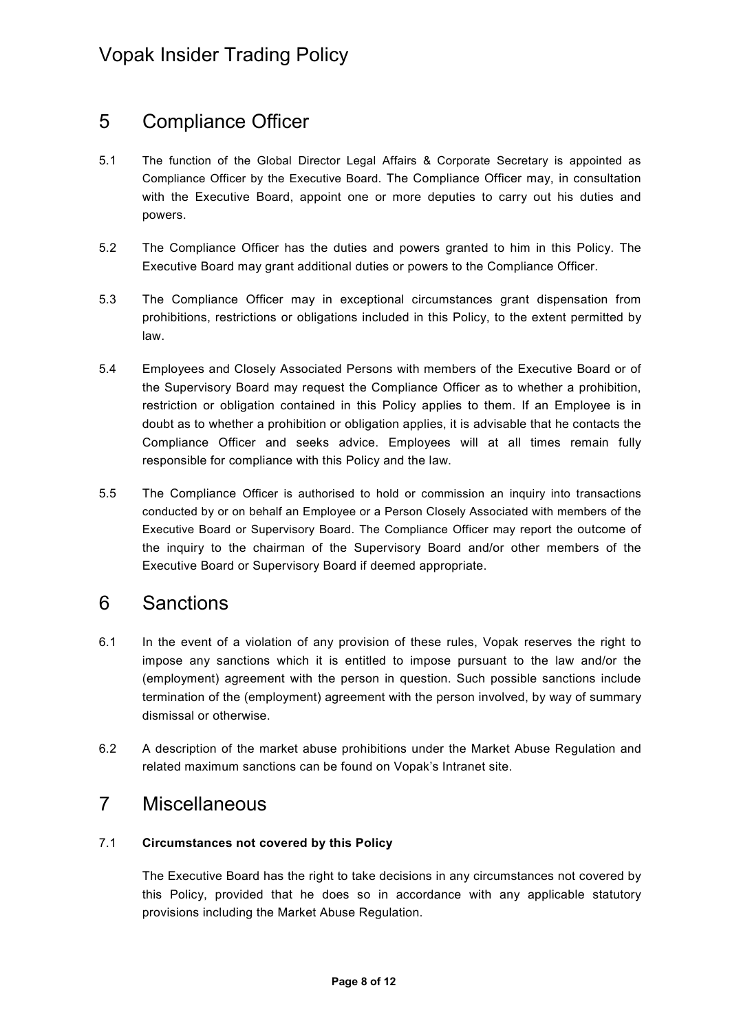## 5 Compliance Officer

5.1 The function of the Global Director Legal Affairs & Corporate Secretary is appointed as Compliance Officer by the Executive Board. The Compliance Officer may, in consultation with the Executive Board, appoint one or more deputies to carry out his duties and powers.

5.2 The Compliance Officer has the duties and powers granted to him in this Policy. The Executive Board may grant additional duties or powers to the Compliance Officer.

5.3 The Compliance Officer may in exceptional circumstances grant dispensation from prohibitions, restrictions or obligations included in this Policy, to the extent permitted by law.

5.4 Employees and Closely Associated Persons with members of the Executive Board or of the Supervisory Board may request the Compliance Officer as to whether a prohibition, restriction or obligation contained in this Policy applies to them. If an Employee is in doubt as to whether a prohibition or obligation applies, it is advisable that he contacts the Compliance Officer and seeks advice. Employees will at all times remain fully responsible for compliance with this Policy and the law.

5.5 The Compliance Officer is authorised to hold or commission an inquiry into transactions conducted by or on behalf an Employee or a Person Closely Associated with members of the Executive Board or Supervisory Board. The Compliance Officer may report the outcome of the inquiry to the chairman of the Supervisory Board and/or other members of the Executive Board or Supervisory Board if deemed appropriate.

## 6 Sanctions

6.1 In the event of a violation of any provision of these rules, Vopak reserves the right to impose any sanctions which it is entitled to impose pursuant to the law and/or the (employment) agreement with the person in question. Such possible sanctions include termination of the (employment) agreement with the person involved, by way of summary dismissal or otherwise.

6.2 A description of the market abuse prohibitions under the Market Abuse Regulation and related maximum sanctions can be found on Vopak's Intranet site.

## 7 Miscellaneous

### 7.1 Circumstances not covered by this Policy

The Executive Board has the right to take decisions in any circumstances not covered by this Policy, provided that he does so in accordance with any applicable statutory provisions including the Market Abuse Regulation.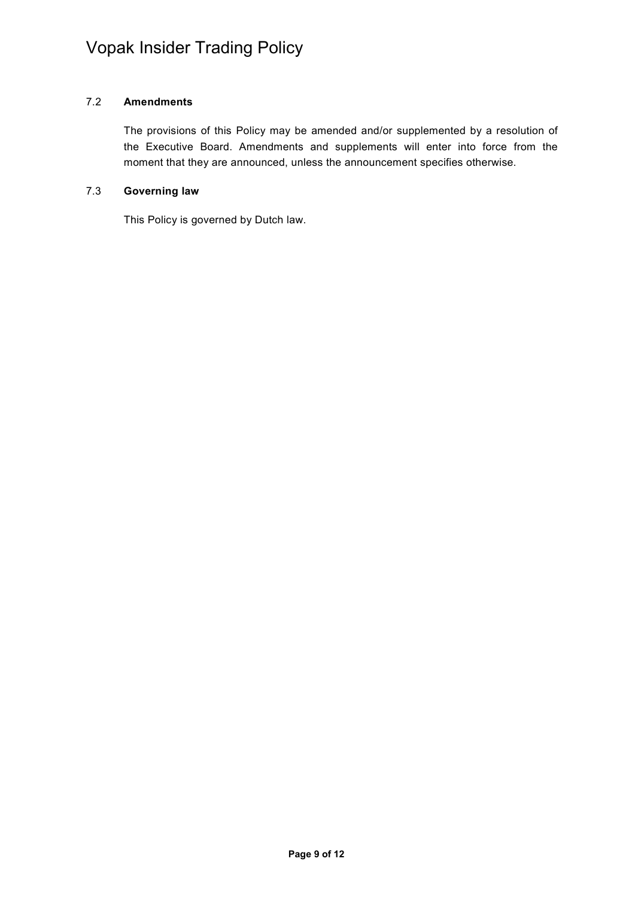### 7.2 Amendments

The provisions of this Policy may be amended and/or supplemented by a resolution of the Executive Board. Amendments and supplements will enter into force from the moment that they are announced, unless the announcement specifies otherwise.

### 7.3 Governing law

This Policy is governed by Dutch law.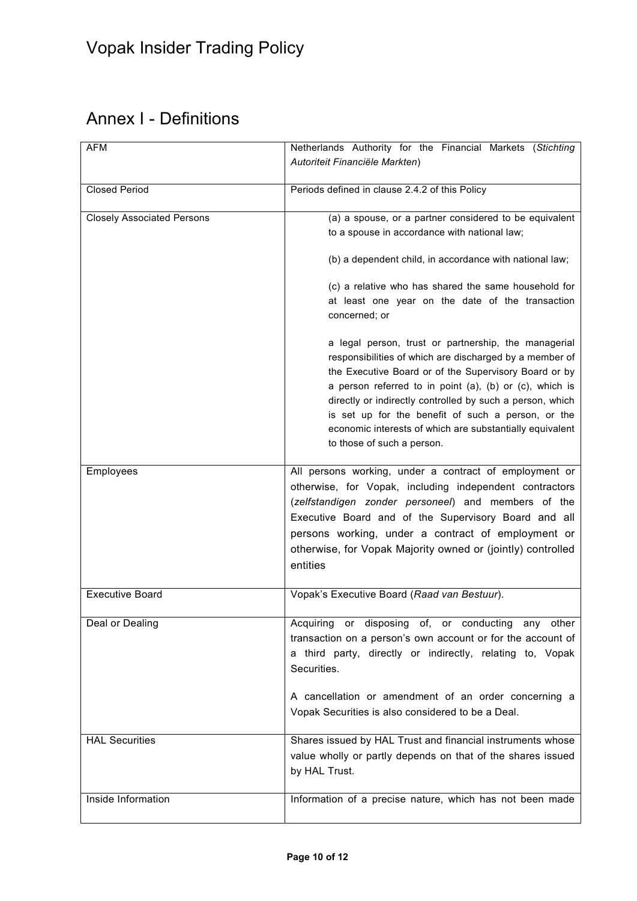# Annex I - Definitions

| | |
|---|---|
| AFM | Netherlands Authority for the Financial Markets (*Stichting Autoriteit Financiële Markten*) |
| Closed Period | Periods defined in clause 2.4.2 of this Policy |
| Closely Associated Persons | (a) a spouse, or a partner considered to be equivalent to a spouse in accordance with national law;<br><br>(b) a dependent child, in accordance with national law;<br><br>(c) a relative who has shared the same household for at least one year on the date of the transaction concerned; or<br><br>a legal person, trust or partnership, the managerial responsibilities of which are discharged by a member of the Executive Board or of the Supervisory Board or by a person referred to in point (a), (b) or (c), which is directly or indirectly controlled by such a person, which is set up for the benefit of such a person, or the economic interests of which are substantially equivalent to those of such a person. |
| Employees | All persons working, under a contract of employment or otherwise, for Vopak, including independent contractors (*zelfstandigen zonder personeel*) and members of the Executive Board and of the Supervisory Board and all persons working, under a contract of employment or otherwise, for Vopak Majority owned or (jointly) controlled entities |
| Executive Board | Vopak's Executive Board (*Raad van Bestuur*). |
| Deal or Dealing | Acquiring or disposing of, or conducting any other transaction on a person's own account or for the account of a third party, directly or indirectly, relating to, Vopak Securities.<br><br>A cancellation or amendment of an order concerning a Vopak Securities is also considered to be a Deal. |
| HAL Securities | Shares issued by HAL Trust and financial instruments whose value wholly or partly depends on that of the shares issued by HAL Trust. |
| Inside Information | Information of a precise nature, which has not been made |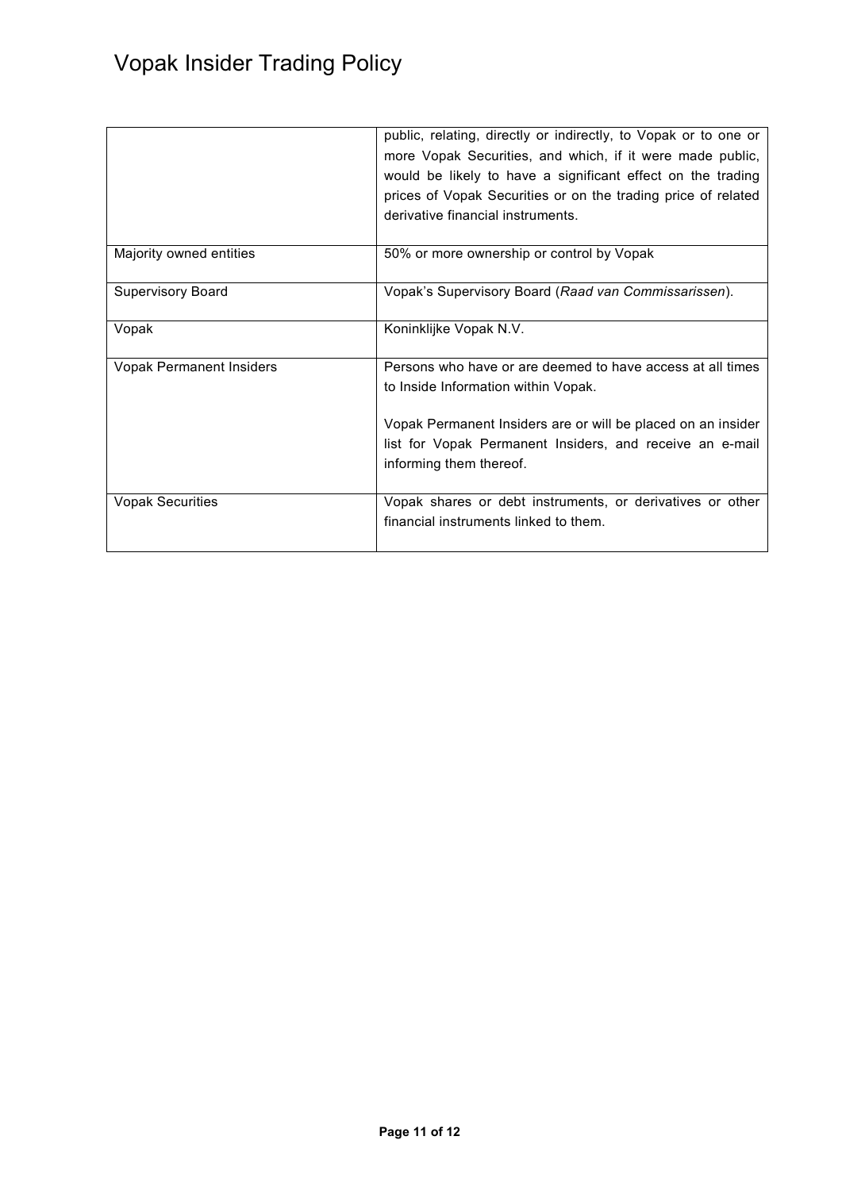|  |  |
|---|---|
|  | public, relating, directly or indirectly, to Vopak or to one or more Vopak Securities, and which, if it were made public, would be likely to have a significant effect on the trading prices of Vopak Securities or on the trading price of related derivative financial instruments. |
| Majority owned entities | 50% or more ownership or control by Vopak |
| Supervisory Board | Vopak's Supervisory Board (*Raad van Commissarissen*). |
| Vopak | Koninklijke Vopak N.V. |
| Vopak Permanent Insiders | Persons who have or are deemed to have access at all times to Inside Information within Vopak.<br><br>Vopak Permanent Insiders are or will be placed on an insider list for Vopak Permanent Insiders, and receive an e-mail informing them thereof. |
| Vopak Securities | Vopak shares or debt instruments, or derivatives or other financial instruments linked to them. |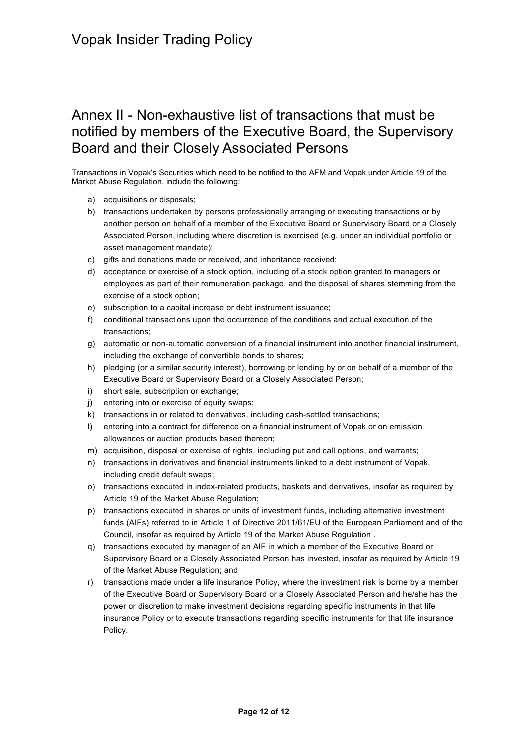## Annex II - Non-exhaustive list of transactions that must be notified by members of the Executive Board, the Supervisory Board and their Closely Associated Persons

Transactions in Vopak's Securities which need to be notified to the AFM and Vopak under Article 19 of the Market Abuse Regulation, include the following:

a) acquisitions or disposals;
b) transactions undertaken by persons professionally arranging or executing transactions or by another person on behalf of a member of the Executive Board or Supervisory Board or a Closely Associated Person, including where discretion is exercised (e.g. under an individual portfolio or asset management mandate);
c) gifts and donations made or received, and inheritance received;
d) acceptance or exercise of a stock option, including of a stock option granted to managers or employees as part of their remuneration package, and the disposal of shares stemming from the exercise of a stock option;
e) subscription to a capital increase or debt instrument issuance;
f) conditional transactions upon the occurrence of the conditions and actual execution of the transactions;
g) automatic or non-automatic conversion of a financial instrument into another financial instrument, including the exchange of convertible bonds to shares;
h) pledging (or a similar security interest), borrowing or lending by or on behalf of a member of the Executive Board or Supervisory Board or a Closely Associated Person;
i) short sale, subscription or exchange;
j) entering into or exercise of equity swaps;
k) transactions in or related to derivatives, including cash-settled transactions;
l) entering into a contract for difference on a financial instrument of Vopak or on emission allowances or auction products based thereon;
m) acquisition, disposal or exercise of rights, including put and call options, and warrants;
n) transactions in derivatives and financial instruments linked to a debt instrument of Vopak, including credit default swaps;
o) transactions executed in index-related products, baskets and derivatives, insofar as required by Article 19 of the Market Abuse Regulation;
p) transactions executed in shares or units of investment funds, including alternative investment funds (AIFs) referred to in Article 1 of Directive 2011/61/EU of the European Parliament and of the Council, insofar as required by Article 19 of the Market Abuse Regulation .
q) transactions executed by manager of an AIF in which a member of the Executive Board or Supervisory Board or a Closely Associated Person has invested, insofar as required by Article 19 of the Market Abuse Regulation; and
r) transactions made under a life insurance Policy, where the investment risk is borne by a member of the Executive Board or Supervisory Board or a Closely Associated Person and he/she has the power or discretion to make investment decisions regarding specific instruments in that life insurance Policy or to execute transactions regarding specific instruments for that life insurance Policy.